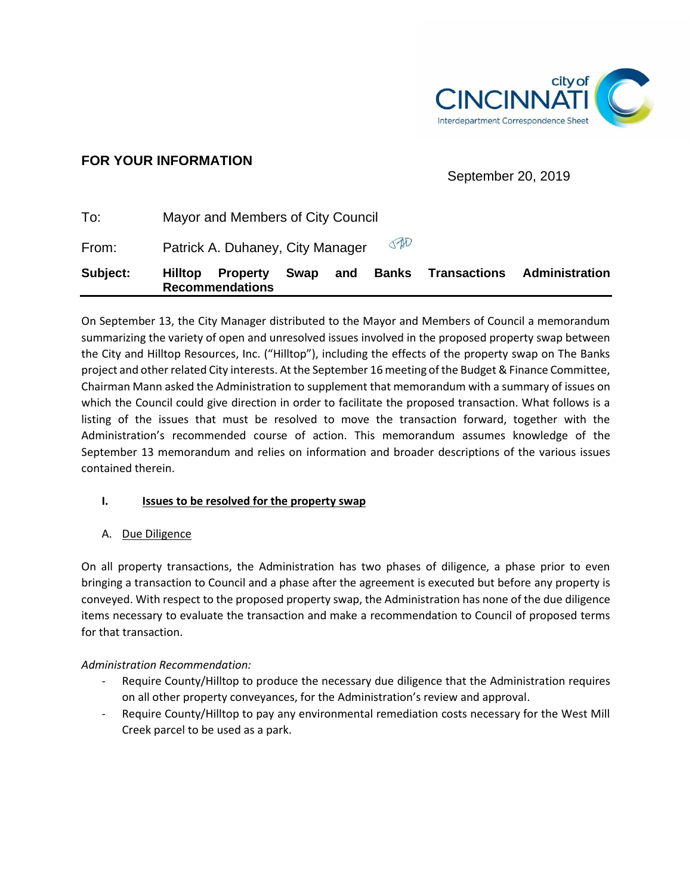city of CINCINNATI
Interdepartment Correspondence Sheet

**FOR YOUR INFORMATION**

September 20, 2019

To: Mayor and Members of City Council

From: Patrick A. Duhaney, City Manager

**Subject: Hilltop Property Swap and Banks Transactions Administration Recommendations**

---

On September 13, the City Manager distributed to the Mayor and Members of Council a memorandum summarizing the variety of open and unresolved issues involved in the proposed property swap between the City and Hilltop Resources, Inc. ("Hilltop"), including the effects of the property swap on The Banks project and other related City interests. At the September 16 meeting of the Budget & Finance Committee, Chairman Mann asked the Administration to supplement that memorandum with a summary of issues on which the Council could give direction in order to facilitate the proposed transaction. What follows is a listing of the issues that must be resolved to move the transaction forward, together with the Administration's recommended course of action. This memorandum assumes knowledge of the September 13 memorandum and relies on information and broader descriptions of the various issues contained therein.

## I. Issues to be resolved for the property swap

### A. Due Diligence

On all property transactions, the Administration has two phases of diligence, a phase prior to even bringing a transaction to Council and a phase after the agreement is executed but before any property is conveyed. With respect to the proposed property swap, the Administration has none of the due diligence items necessary to evaluate the transaction and make a recommendation to Council of proposed terms for that transaction.

*Administration Recommendation:*

- Require County/Hilltop to produce the necessary due diligence that the Administration requires on all other property conveyances, for the Administration's review and approval.
- Require County/Hilltop to pay any environmental remediation costs necessary for the West Mill Creek parcel to be used as a park.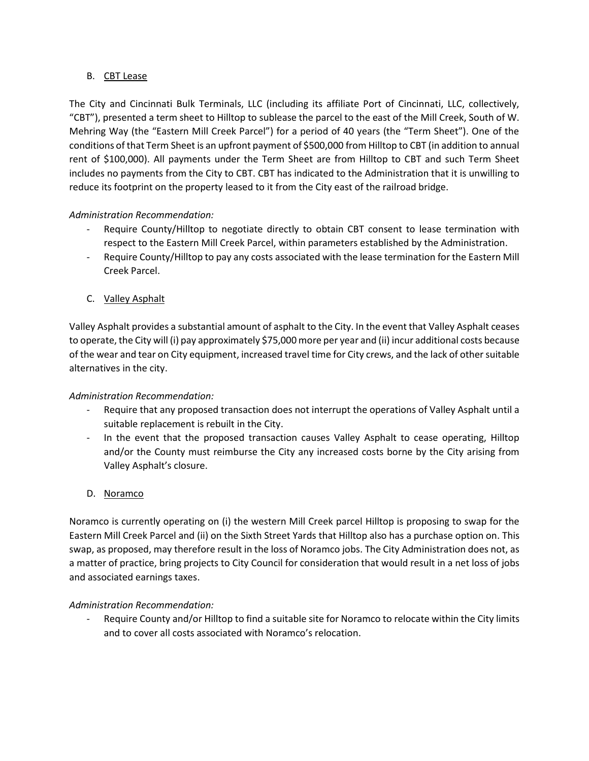B. <u>CBT Lease</u>

The City and Cincinnati Bulk Terminals, LLC (including its affiliate Port of Cincinnati, LLC, collectively, "CBT"), presented a term sheet to Hilltop to sublease the parcel to the east of the Mill Creek, South of W. Mehring Way (the "Eastern Mill Creek Parcel") for a period of 40 years (the "Term Sheet"). One of the conditions of that Term Sheet is an upfront payment of $500,000 from Hilltop to CBT (in addition to annual rent of $100,000). All payments under the Term Sheet are from Hilltop to CBT and such Term Sheet includes no payments from the City to CBT. CBT has indicated to the Administration that it is unwilling to reduce its footprint on the property leased to it from the City east of the railroad bridge.

*Administration Recommendation:*

- Require County/Hilltop to negotiate directly to obtain CBT consent to lease termination with respect to the Eastern Mill Creek Parcel, within parameters established by the Administration.
- Require County/Hilltop to pay any costs associated with the lease termination for the Eastern Mill Creek Parcel.

C. <u>Valley Asphalt</u>

Valley Asphalt provides a substantial amount of asphalt to the City. In the event that Valley Asphalt ceases to operate, the City will (i) pay approximately $75,000 more per year and (ii) incur additional costs because of the wear and tear on City equipment, increased travel time for City crews, and the lack of other suitable alternatives in the city.

*Administration Recommendation:*

- Require that any proposed transaction does not interrupt the operations of Valley Asphalt until a suitable replacement is rebuilt in the City.
- In the event that the proposed transaction causes Valley Asphalt to cease operating, Hilltop and/or the County must reimburse the City any increased costs borne by the City arising from Valley Asphalt's closure.

D. <u>Noramco</u>

Noramco is currently operating on (i) the western Mill Creek parcel Hilltop is proposing to swap for the Eastern Mill Creek Parcel and (ii) on the Sixth Street Yards that Hilltop also has a purchase option on. This swap, as proposed, may therefore result in the loss of Noramco jobs. The City Administration does not, as a matter of practice, bring projects to City Council for consideration that would result in a net loss of jobs and associated earnings taxes.

*Administration Recommendation:*

- Require County and/or Hilltop to find a suitable site for Noramco to relocate within the City limits and to cover all costs associated with Noramco's relocation.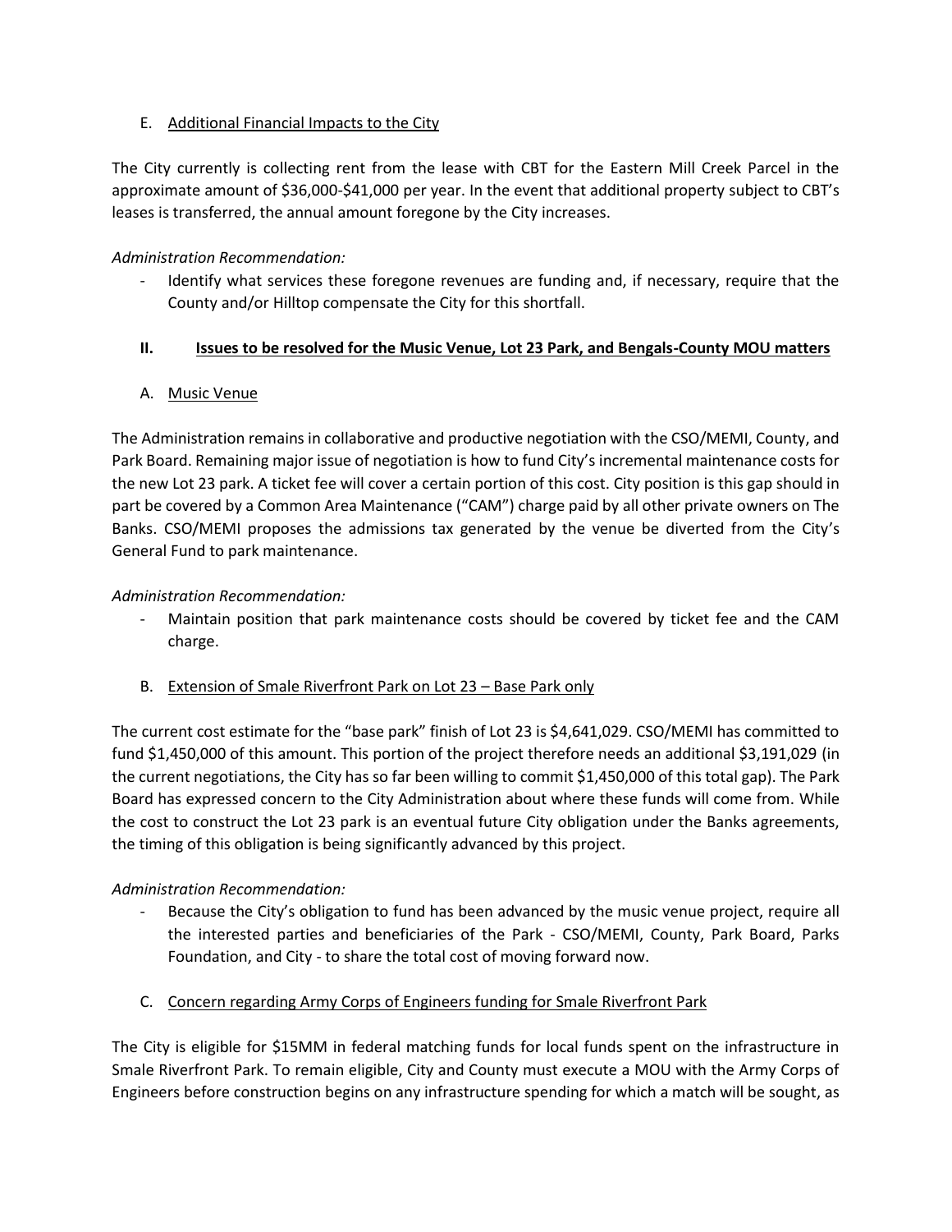E. Additional Financial Impacts to the City

The City currently is collecting rent from the lease with CBT for the Eastern Mill Creek Parcel in the approximate amount of $36,000-$41,000 per year. In the event that additional property subject to CBT's leases is transferred, the annual amount foregone by the City increases.

*Administration Recommendation:*

- Identify what services these foregone revenues are funding and, if necessary, require that the County and/or Hilltop compensate the City for this shortfall.

## II. Issues to be resolved for the Music Venue, Lot 23 Park, and Bengals-County MOU matters

A. Music Venue

The Administration remains in collaborative and productive negotiation with the CSO/MEMI, County, and Park Board. Remaining major issue of negotiation is how to fund City's incremental maintenance costs for the new Lot 23 park. A ticket fee will cover a certain portion of this cost. City position is this gap should in part be covered by a Common Area Maintenance ("CAM") charge paid by all other private owners on The Banks. CSO/MEMI proposes the admissions tax generated by the venue be diverted from the City's General Fund to park maintenance.

*Administration Recommendation:*

- Maintain position that park maintenance costs should be covered by ticket fee and the CAM charge.

B. Extension of Smale Riverfront Park on Lot 23 – Base Park only

The current cost estimate for the "base park" finish of Lot 23 is $4,641,029. CSO/MEMI has committed to fund $1,450,000 of this amount. This portion of the project therefore needs an additional $3,191,029 (in the current negotiations, the City has so far been willing to commit $1,450,000 of this total gap). The Park Board has expressed concern to the City Administration about where these funds will come from. While the cost to construct the Lot 23 park is an eventual future City obligation under the Banks agreements, the timing of this obligation is being significantly advanced by this project.

*Administration Recommendation:*

- Because the City's obligation to fund has been advanced by the music venue project, require all the interested parties and beneficiaries of the Park - CSO/MEMI, County, Park Board, Parks Foundation, and City - to share the total cost of moving forward now.

C. Concern regarding Army Corps of Engineers funding for Smale Riverfront Park

The City is eligible for $15MM in federal matching funds for local funds spent on the infrastructure in Smale Riverfront Park. To remain eligible, City and County must execute a MOU with the Army Corps of Engineers before construction begins on any infrastructure spending for which a match will be sought, as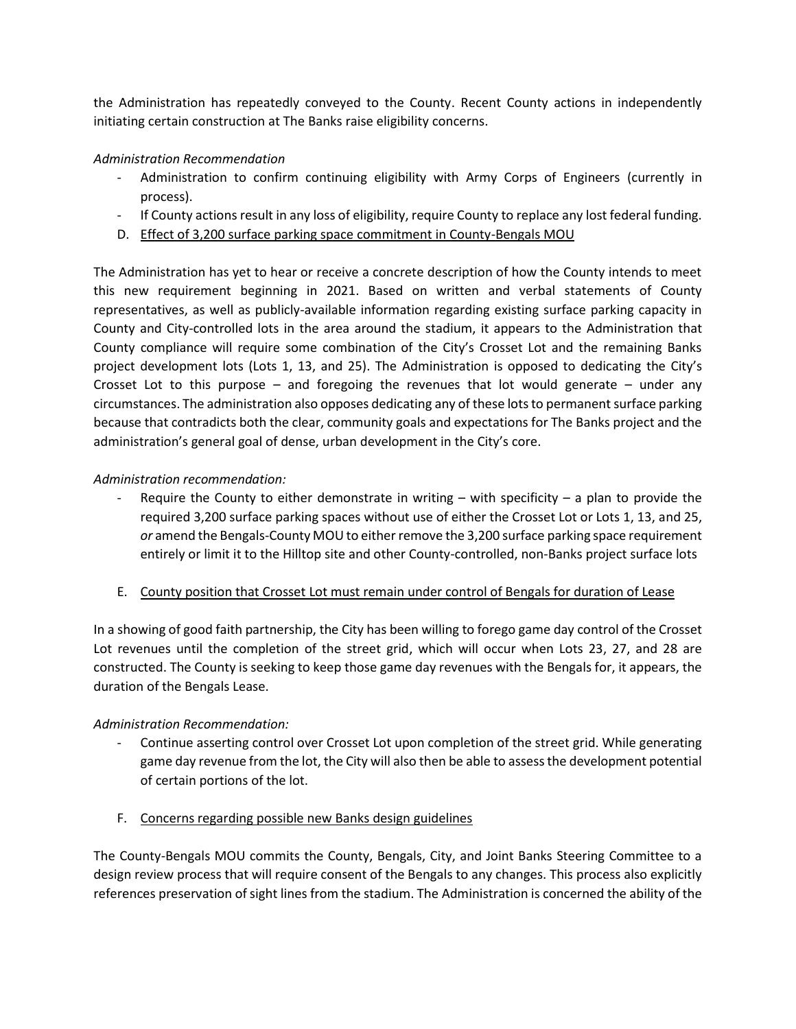the Administration has repeatedly conveyed to the County. Recent County actions in independently initiating certain construction at The Banks raise eligibility concerns.

*Administration Recommendation*

- Administration to confirm continuing eligibility with Army Corps of Engineers (currently in process).
- If County actions result in any loss of eligibility, require County to replace any lost federal funding.

D. <u>Effect of 3,200 surface parking space commitment in County-Bengals MOU</u>

The Administration has yet to hear or receive a concrete description of how the County intends to meet this new requirement beginning in 2021. Based on written and verbal statements of County representatives, as well as publicly-available information regarding existing surface parking capacity in County and City-controlled lots in the area around the stadium, it appears to the Administration that County compliance will require some combination of the City's Crosset Lot and the remaining Banks project development lots (Lots 1, 13, and 25). The Administration is opposed to dedicating the City's Crosset Lot to this purpose – and foregoing the revenues that lot would generate – under any circumstances. The administration also opposes dedicating any of these lots to permanent surface parking because that contradicts both the clear, community goals and expectations for The Banks project and the administration's general goal of dense, urban development in the City's core.

*Administration recommendation:*

- Require the County to either demonstrate in writing – with specificity – a plan to provide the required 3,200 surface parking spaces without use of either the Crosset Lot or Lots 1, 13, and 25, *or* amend the Bengals-County MOU to either remove the 3,200 surface parking space requirement entirely or limit it to the Hilltop site and other County-controlled, non-Banks project surface lots

E. <u>County position that Crosset Lot must remain under control of Bengals for duration of Lease</u>

In a showing of good faith partnership, the City has been willing to forego game day control of the Crosset Lot revenues until the completion of the street grid, which will occur when Lots 23, 27, and 28 are constructed. The County is seeking to keep those game day revenues with the Bengals for, it appears, the duration of the Bengals Lease.

*Administration Recommendation:*

- Continue asserting control over Crosset Lot upon completion of the street grid. While generating game day revenue from the lot, the City will also then be able to assess the development potential of certain portions of the lot.

F. <u>Concerns regarding possible new Banks design guidelines</u>

The County-Bengals MOU commits the County, Bengals, City, and Joint Banks Steering Committee to a design review process that will require consent of the Bengals to any changes. This process also explicitly references preservation of sight lines from the stadium. The Administration is concerned the ability of the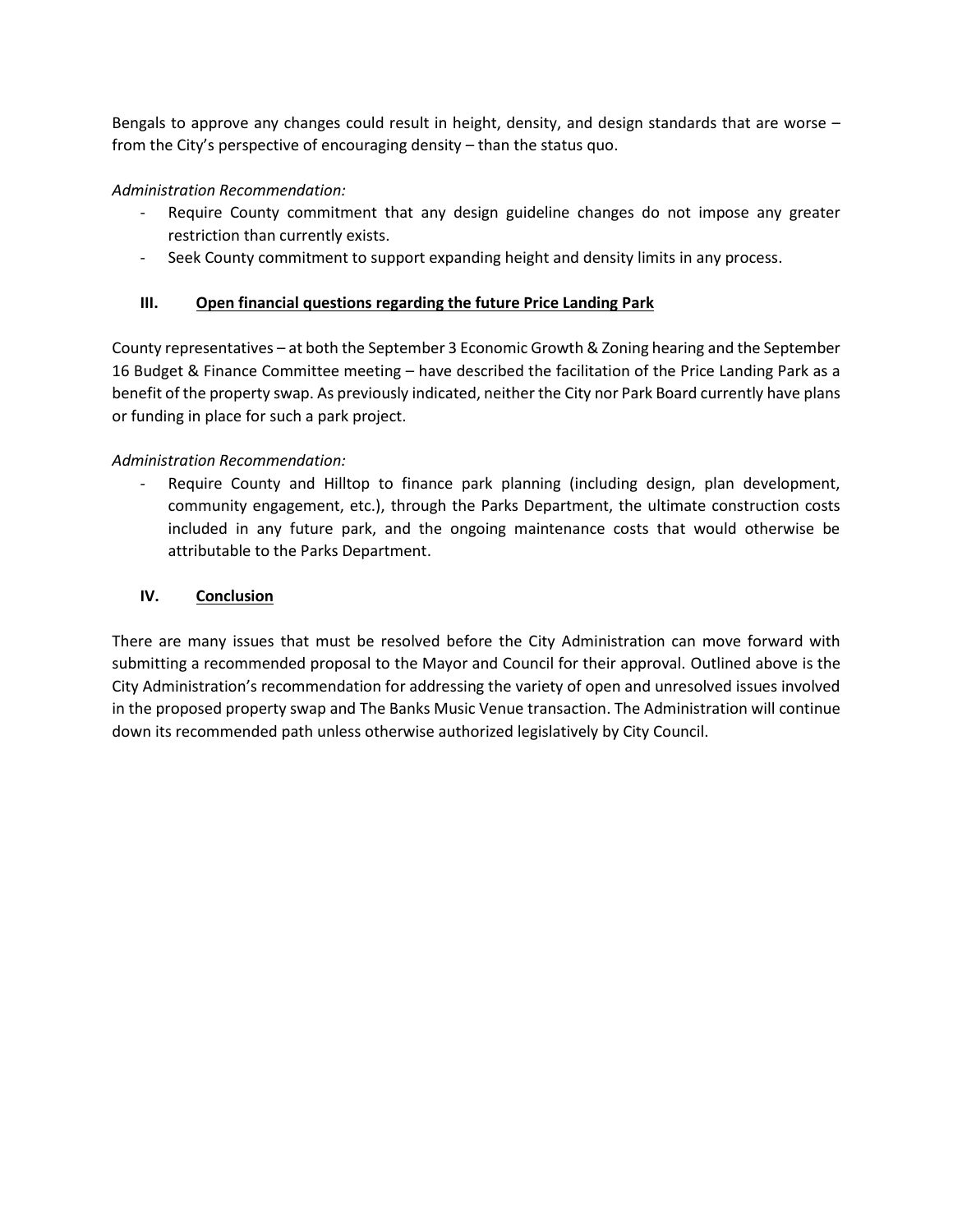Bengals to approve any changes could result in height, density, and design standards that are worse – from the City's perspective of encouraging density – than the status quo.

*Administration Recommendation:*

- Require County commitment that any design guideline changes do not impose any greater restriction than currently exists.
- Seek County commitment to support expanding height and density limits in any process.

### III. <u>Open financial questions regarding the future Price Landing Park</u>

County representatives – at both the September 3 Economic Growth & Zoning hearing and the September 16 Budget & Finance Committee meeting – have described the facilitation of the Price Landing Park as a benefit of the property swap. As previously indicated, neither the City nor Park Board currently have plans or funding in place for such a park project.

*Administration Recommendation:*

- Require County and Hilltop to finance park planning (including design, plan development, community engagement, etc.), through the Parks Department, the ultimate construction costs included in any future park, and the ongoing maintenance costs that would otherwise be attributable to the Parks Department.

### IV. <u>Conclusion</u>

There are many issues that must be resolved before the City Administration can move forward with submitting a recommended proposal to the Mayor and Council for their approval. Outlined above is the City Administration's recommendation for addressing the variety of open and unresolved issues involved in the proposed property swap and The Banks Music Venue transaction. The Administration will continue down its recommended path unless otherwise authorized legislatively by City Council.